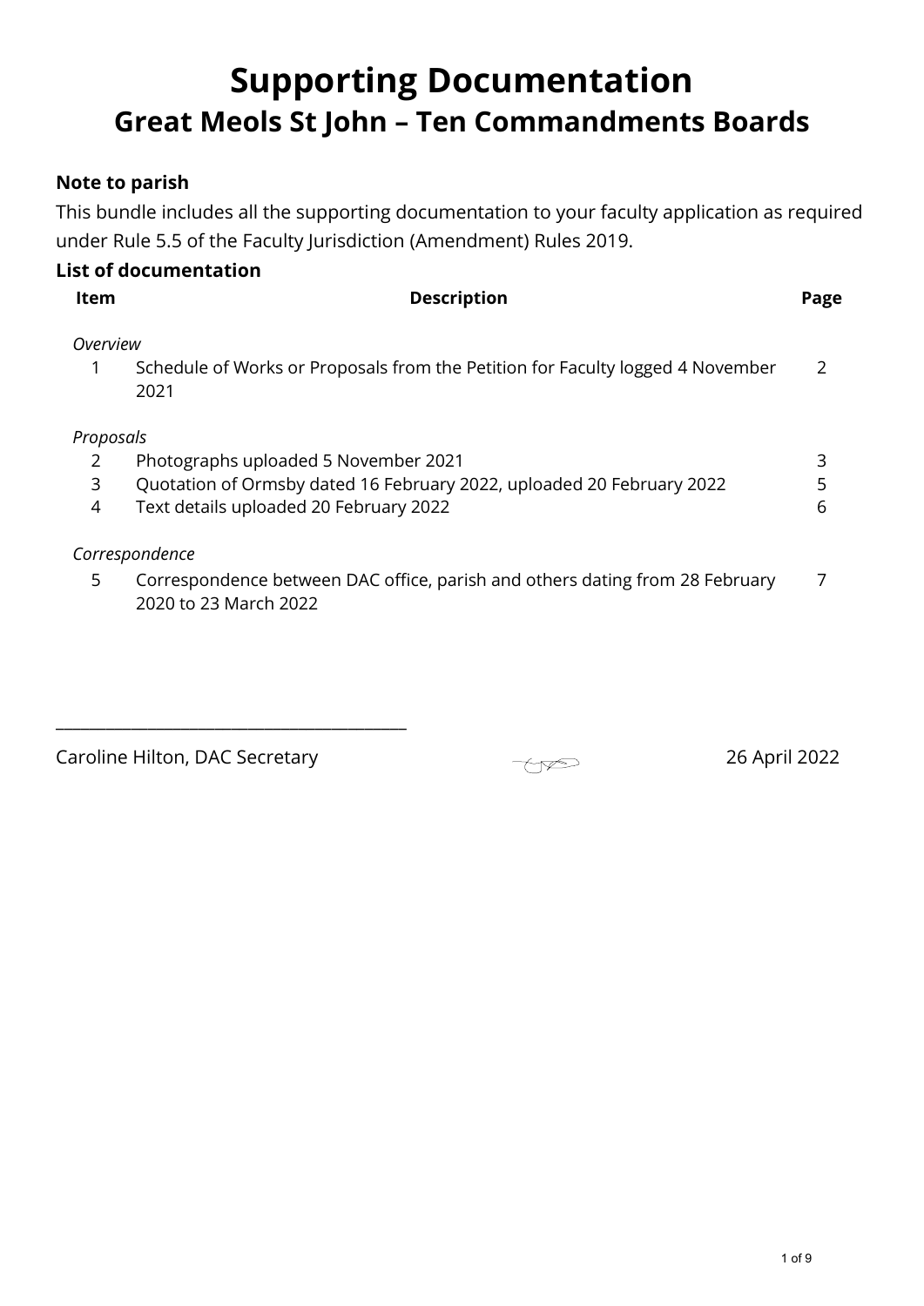# Supporting Documentation

## Great Meols St John – Ten Commandments Boards

**Note to parish**

This bundle includes all the supporting documentation to your faculty application as required under Rule 5.5 of the Faculty Jurisdiction (Amendment) Rules 2019.

**List of documentation**

| Item | Description | Page |
|---|---|---|
| *Overview* | | |
| 1 | Schedule of Works or Proposals from the Petition for Faculty logged 4 November 2021 | 2 |
| *Proposals* | | |
| 2 | Photographs uploaded 5 November 2021 | 3 |
| 3 | Quotation of Ormsby dated 16 February 2022, uploaded 20 February 2022 | 5 |
| 4 | Text details uploaded 20 February 2022 | 6 |
| *Correspondence* | | |
| 5 | Correspondence between DAC office, parish and others dating from 28 February 2020 to 23 March 2022 | 7 |

\_\_\_\_\_\_\_\_\_\_\_\_\_\_\_\_\_\_\_\_\_\_\_\_\_\_\_\_\_\_\_\_\_\_\_\_\_\_\_\_

Caroline Hilton, DAC Secretary 26 April 2022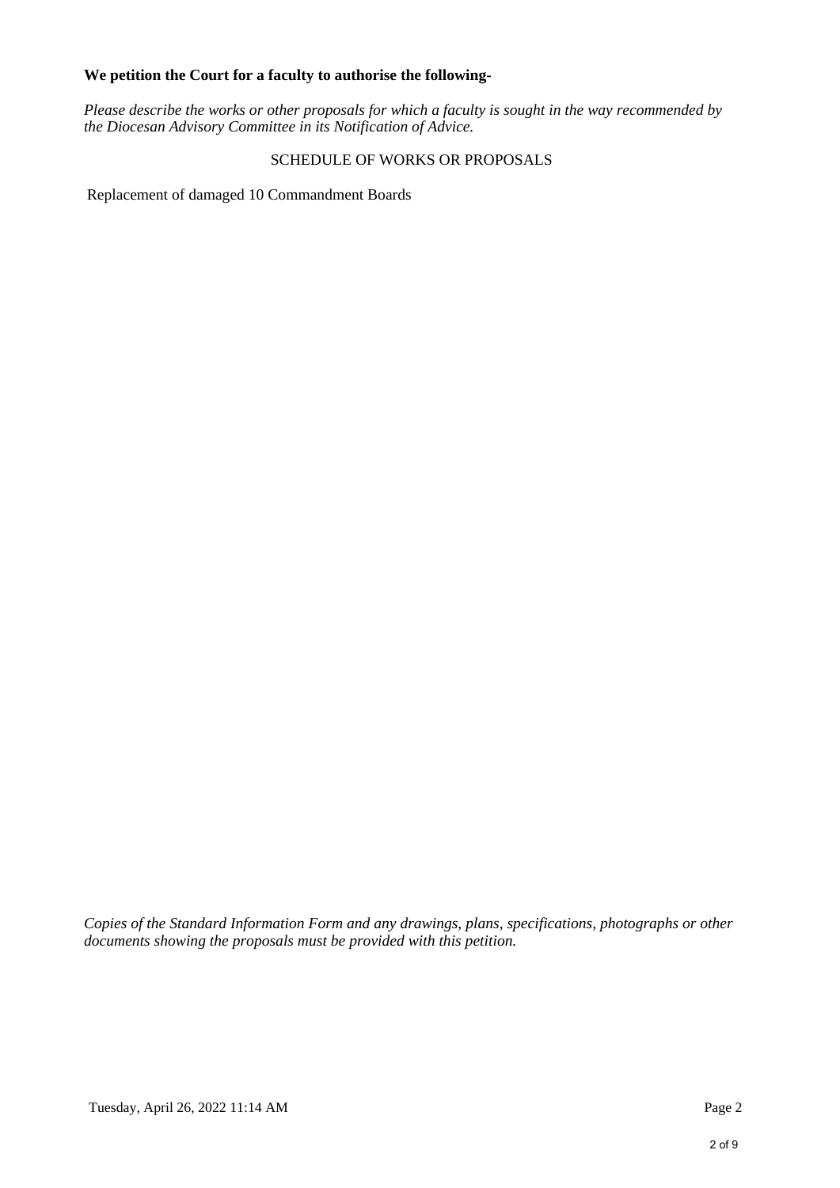**We petition the Court for a faculty to authorise the following-**

*Please describe the works or other proposals for which a faculty is sought in the way recommended by the Diocesan Advisory Committee in its Notification of Advice.*

SCHEDULE OF WORKS OR PROPOSALS

Replacement of damaged 10 Commandment Boards

*Copies of the Standard Information Form and any drawings, plans, specifications, photographs or other documents showing the proposals must be provided with this petition.*

Tuesday, April 26, 2022 11:14 AM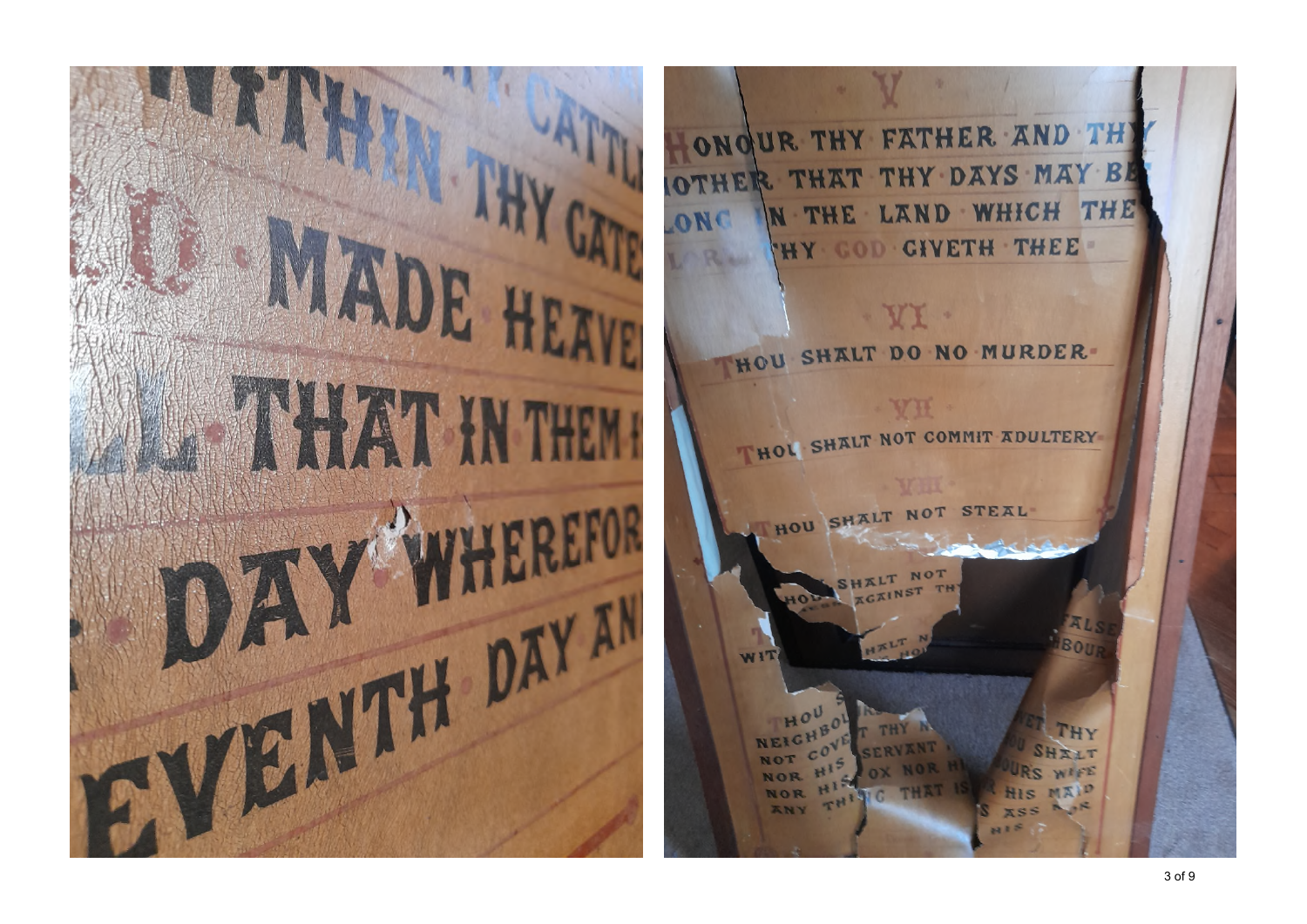WITHIN THY GATES

MADE HEAVEN

THAT IN THEM IS

DAY WHEREFORE

SEVENTH DAY AND

V

HONOUR THY FATHER AND THY MOTHER THAT THY DAYS MAY BE LONG IN THE LAND WHICH THE LORD THY GOD GIVETH THEE

VI

THOU SHALT DO NO MURDER

VII

THOU SHALT NOT COMMIT ADULTERY

VIII

THOU SHALT NOT STEAL

THOU SHALT NOT ... FALSE WITNESS AGAINST THY NEIGHBOUR

THOU SHALT NOT COVET THY NEIGHBOURS ... THOU SHALT NOT COVET THY NEIGHBOURS WIFE NOR HIS SERVANT NOR HIS MAID NOR HIS OX NOR HIS ASS NOR ANY THING THAT IS HIS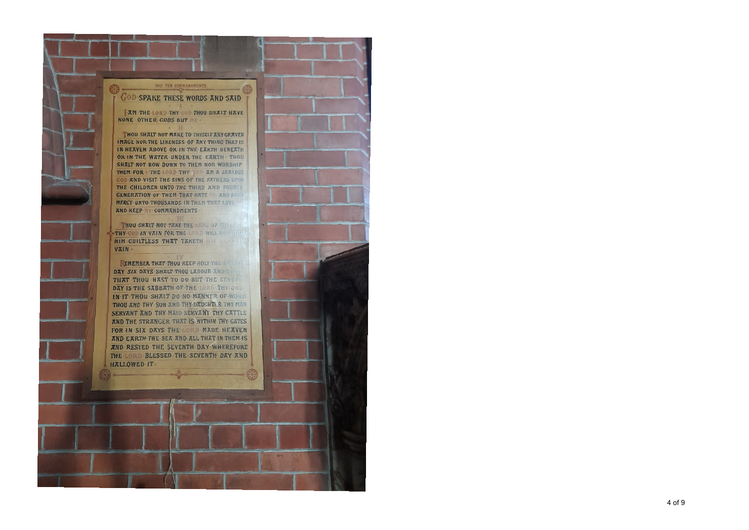THE TEN COMMANDMENTS

# GOD SPAKE THESE WORDS AND SAID

I

I AM THE LORD THY GOD THOU SHALT HAVE NONE OTHER GODS BUT ME

II

THOU SHALT NOT MAKE TO THYSELF ANY GRAVEN IMAGE NOR THE LIKENESS OF ANY THING THAT IS IN HEAVEN ABOVE OR IN THE EARTH BENEATH OR IN THE WATER UNDER THE EARTH THOU SHALT NOT BOW DOWN TO THEM NOR WORSHIP THEM FOR I THE LORD THY GOD AM A JEALOUS GOD AND VISIT THE SINS OF THE FATHERS UPON THE CHILDREN UNTO THE THIRD AND FOURTH GENERATION OF THEM THAT HATE ME AND SHEW MERCY UNTO THOUSANDS IN THEM THAT LOVE ME AND KEEP MY COMMANDMENTS

III

THOU SHALT NOT TAKE THE NAME OF THE LORD THY GOD IN VAIN FOR THE LORD WILL NOT HOLD HIM GUILTLESS THAT TAKETH HIS NAME IN VAIN

IV

REMEMBER THAT THOU KEEP HOLY THE SABBATH DAY SIX DAYS SHALT THOU LABOUR AND DO ALL THAT THOU HAST TO DO BUT THE SEVENTH DAY IS THE SABBATH OF THE LORD THY GOD IN IT THOU SHALT DO NO MANNER OF WORK THOU AND THY SON AND THY DAUGHTER THY MAN SERVANT AND THY MAID SERVANT THY CATTLE AND THE STRANGER THAT IS WITHIN THY GATES FOR IN SIX DAYS THE LORD MADE HEAVEN AND EARTH THE SEA AND ALL THAT IN THEM IS AND RESTED THE SEVENTH DAY WHEREFORE THE LORD BLESSED THE SEVENTH DAY AND HALLOWED IT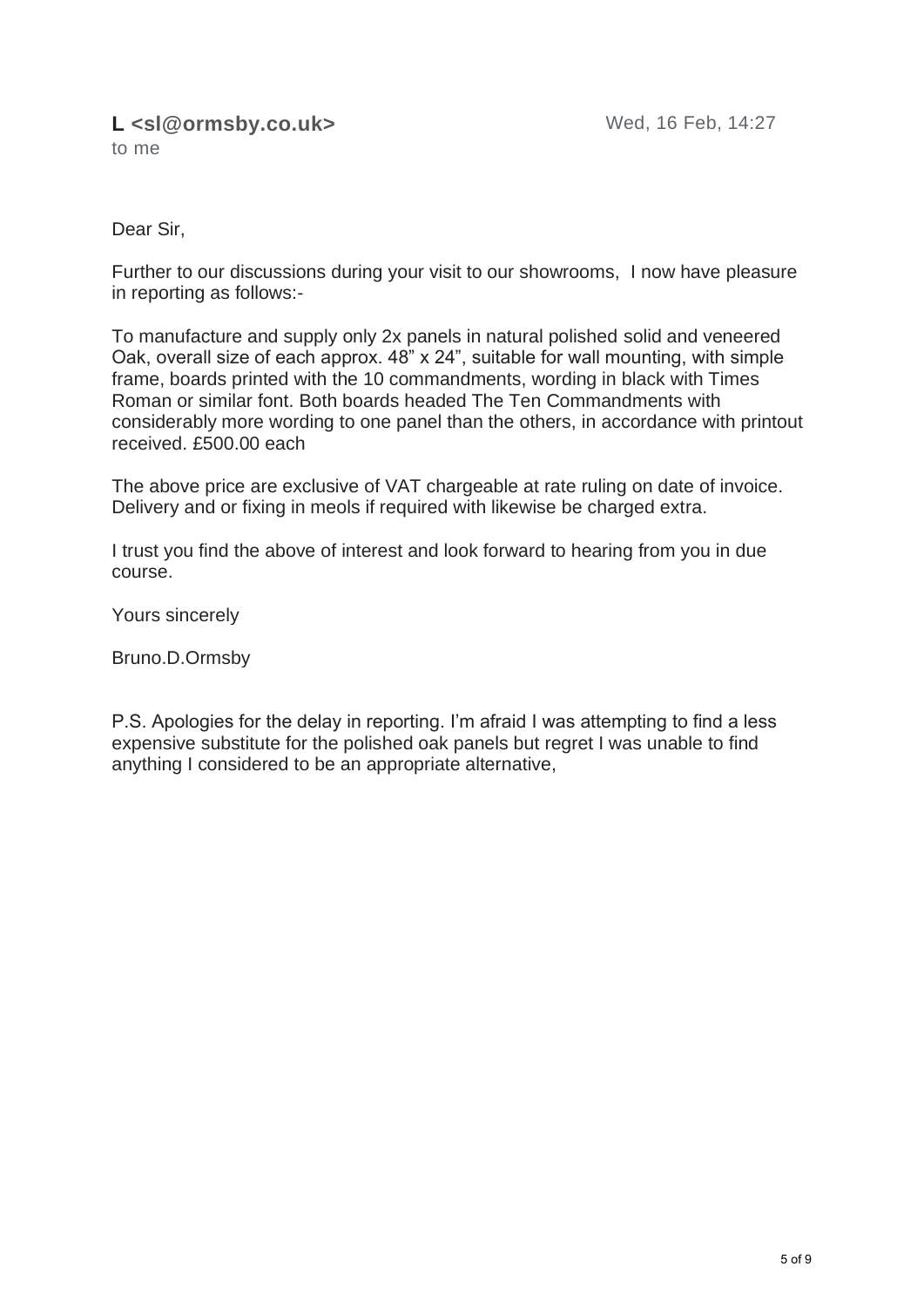**L <sl@ormsby.co.uk>** Wed, 16 Feb, 14:27
to me

Dear Sir,

Further to our discussions during your visit to our showrooms, I now have pleasure in reporting as follows:-

To manufacture and supply only 2x panels in natural polished solid and veneered Oak, overall size of each approx. 48" x 24", suitable for wall mounting, with simple frame, boards printed with the 10 commandments, wording in black with Times Roman or similar font. Both boards headed The Ten Commandments with considerably more wording to one panel than the others, in accordance with printout received. £500.00 each

The above price are exclusive of VAT chargeable at rate ruling on date of invoice. Delivery and or fixing in meols if required with likewise be charged extra.

I trust you find the above of interest and look forward to hearing from you in due course.

Yours sincerely

Bruno.D.Ormsby

P.S. Apologies for the delay in reporting. I'm afraid I was attempting to find a less expensive substitute for the polished oak panels but regret I was unable to find anything I considered to be an appropriate alternative,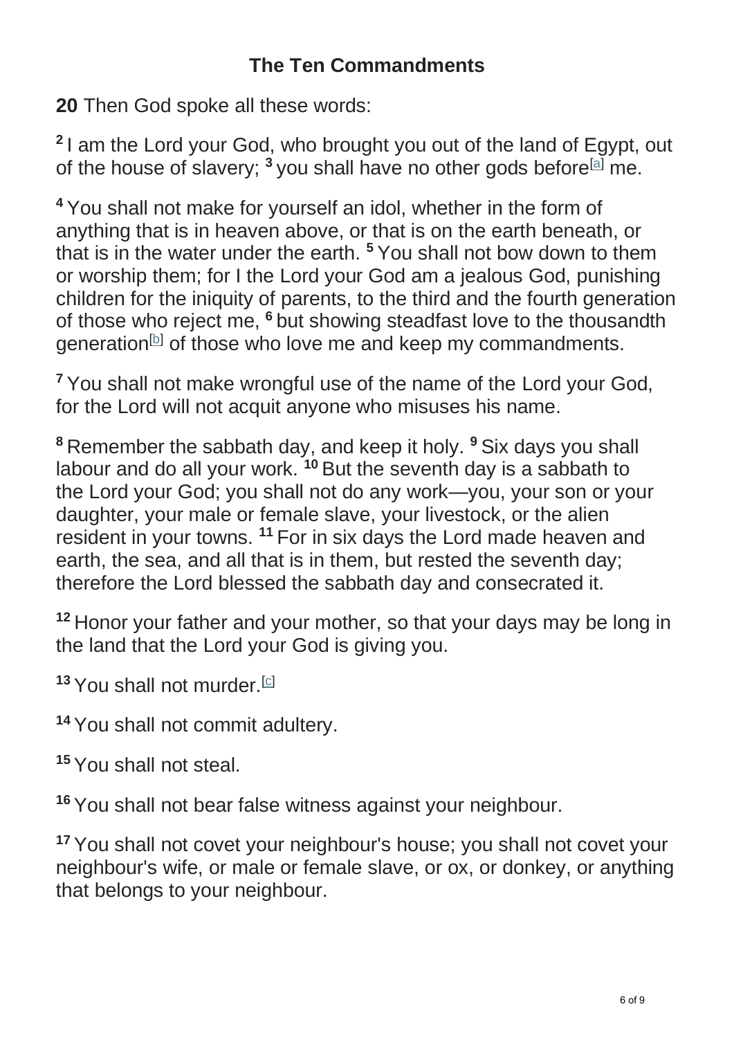## The Ten Commandments

**20** Then God spoke all these words:

**2** I am the Lord your God, who brought you out of the land of Egypt, out of the house of slavery; **3** you shall have no other gods before[a] me.

**4** You shall not make for yourself an idol, whether in the form of anything that is in heaven above, or that is on the earth beneath, or that is in the water under the earth. **5** You shall not bow down to them or worship them; for I the Lord your God am a jealous God, punishing children for the iniquity of parents, to the third and the fourth generation of those who reject me, **6** but showing steadfast love to the thousandth generation[b] of those who love me and keep my commandments.

**7** You shall not make wrongful use of the name of the Lord your God, for the Lord will not acquit anyone who misuses his name.

**8** Remember the sabbath day, and keep it holy. **9** Six days you shall labour and do all your work. **10** But the seventh day is a sabbath to the Lord your God; you shall not do any work—you, your son or your daughter, your male or female slave, your livestock, or the alien resident in your towns. **11** For in six days the Lord made heaven and earth, the sea, and all that is in them, but rested the seventh day; therefore the Lord blessed the sabbath day and consecrated it.

**12** Honor your father and your mother, so that your days may be long in the land that the Lord your God is giving you.

**13** You shall not murder.[c]

**14** You shall not commit adultery.

**15** You shall not steal.

**16** You shall not bear false witness against your neighbour.

**17** You shall not covet your neighbour's house; you shall not covet your neighbour's wife, or male or female slave, or ox, or donkey, or anything that belongs to your neighbour.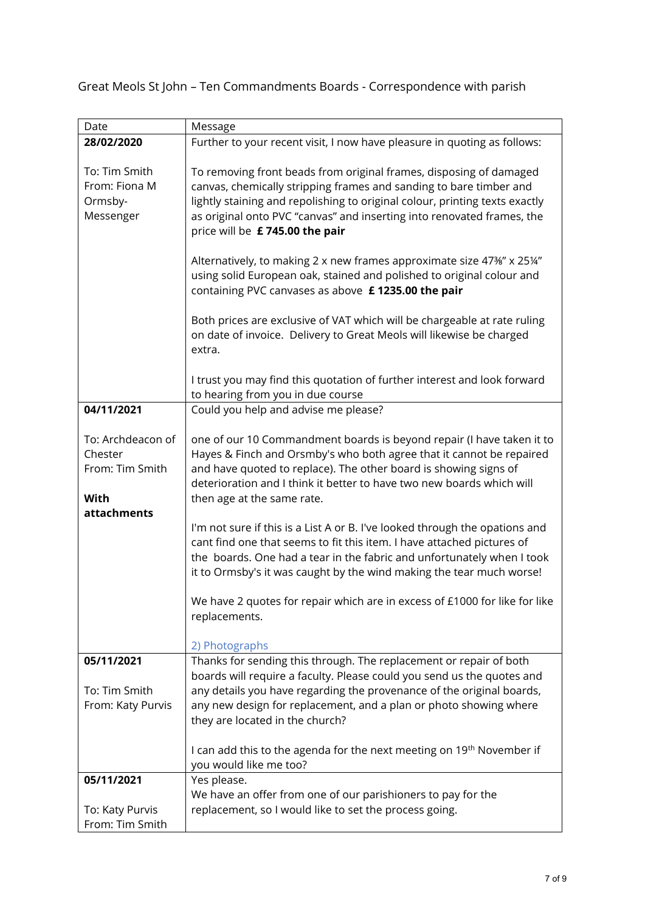Great Meols St John – Ten Commandments Boards - Correspondence with parish

| Date | Message |
|---|---|
| **28/02/2020**<br><br>To: Tim Smith<br>From: Fiona M Ormsby-Messenger | Further to your recent visit, I now have pleasure in quoting as follows:<br><br>To removing front beads from original frames, disposing of damaged canvas, chemically stripping frames and sanding to bare timber and lightly staining and repolishing to original colour, printing texts exactly as original onto PVC "canvas" and inserting into renovated frames, the price will be **£ 745.00 the pair**<br><br>Alternatively, to making 2 x new frames approximate size 47⅜" x 25¼" using solid European oak, stained and polished to original colour and containing PVC canvases as above **£ 1235.00 the pair**<br><br>Both prices are exclusive of VAT which will be chargeable at rate ruling on date of invoice. Delivery to Great Meols will likewise be charged extra.<br><br>I trust you may find this quotation of further interest and look forward to hearing from you in due course |
| **04/11/2021**<br><br>To: Archdeacon of Chester<br>From: Tim Smith<br><br>**With attachments** | Could you help and advise me please?<br><br>one of our 10 Commandment boards is beyond repair (I have taken it to Hayes & Finch and Orsmby's who both agree that it cannot be repaired and have quoted to replace). The other board is showing signs of deterioration and I think it better to have two new boards which will then age at the same rate.<br><br>I'm not sure if this is a List A or B. I've looked through the opations and cant find one that seems to fit this item. I have attached pictures of the boards. One had a tear in the fabric and unfortunately when I took it to Ormsby's it was caught by the wind making the tear much worse!<br><br>We have 2 quotes for repair which are in excess of £1000 for like for like replacements.<br><br>2) Photographs |
| **05/11/2021**<br><br>To: Tim Smith<br>From: Katy Purvis | Thanks for sending this through. The replacement or repair of both boards will require a faculty. Please could you send us the quotes and any details you have regarding the provenance of the original boards, any new design for replacement, and a plan or photo showing where they are located in the church?<br><br>I can add this to the agenda for the next meeting on 19th November if you would like me too? |
| **05/11/2021**<br><br>To: Katy Purvis<br>From: Tim Smith | Yes please.<br>We have an offer from one of our parishioners to pay for the replacement, so I would like to set the process going. |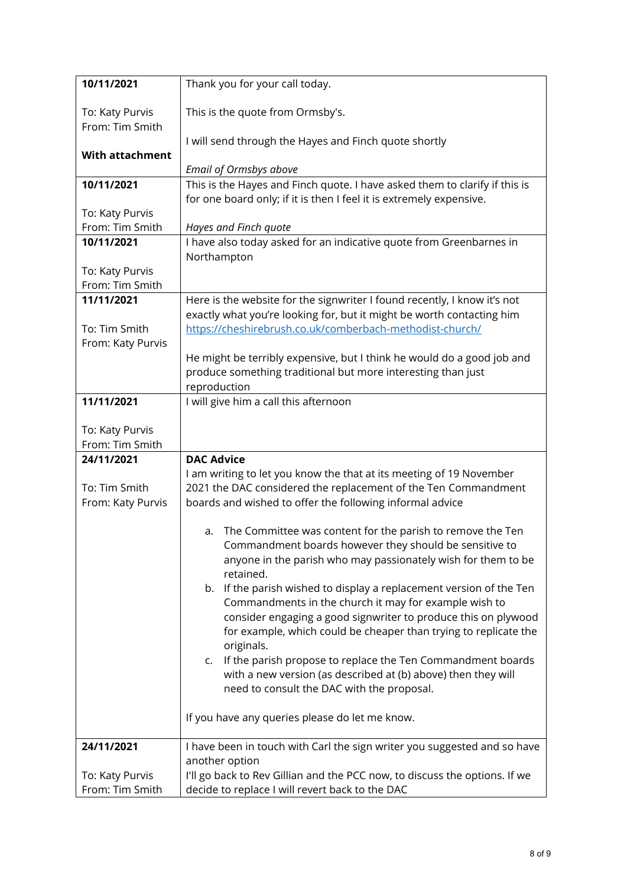| | |
|---|---|
| **10/11/2021**<br><br>To: Katy Purvis<br>From: Tim Smith<br><br>**With attachment** | Thank you for your call today.<br><br>This is the quote from Ormsby's.<br><br>I will send through the Hayes and Finch quote shortly<br><br>*Email of Ormsbys above* |
| **10/11/2021**<br><br>To: Katy Purvis<br>From: Tim Smith | This is the Hayes and Finch quote. I have asked them to clarify if this is for one board only; if it is then I feel it is extremely expensive.<br><br>*Hayes and Finch quote* |
| **10/11/2021**<br><br>To: Katy Purvis<br>From: Tim Smith | I have also today asked for an indicative quote from Greenbarnes in Northampton |
| **11/11/2021**<br><br>To: Tim Smith<br>From: Katy Purvis | Here is the website for the signwriter I found recently, I know it's not exactly what you're looking for, but it might be worth contacting him [https://cheshirebrush.co.uk/comberbach-methodist-church/](https://cheshirebrush.co.uk/comberbach-methodist-church/)<br><br>He might be terribly expensive, but I think he would do a good job and produce something traditional but more interesting than just reproduction |
| **11/11/2021**<br><br>To: Katy Purvis<br>From: Tim Smith | I will give him a call this afternoon |
| **24/11/2021**<br><br>To: Tim Smith<br>From: Katy Purvis | **DAC Advice**<br>I am writing to let you know the that at its meeting of 19 November 2021 the DAC considered the replacement of the Ten Commandment boards and wished to offer the following informal advice<br><br>a. The Committee was content for the parish to remove the Ten Commandment boards however they should be sensitive to anyone in the parish who may passionately wish for them to be retained.<br>b. If the parish wished to display a replacement version of the Ten Commandments in the church it may for example wish to consider engaging a good signwriter to produce this on plywood for example, which could be cheaper than trying to replicate the originals.<br>c. If the parish propose to replace the Ten Commandment boards with a new version (as described at (b) above) then they will need to consult the DAC with the proposal.<br><br>If you have any queries please do let me know. |
| **24/11/2021**<br><br>To: Katy Purvis<br>From: Tim Smith | I have been in touch with Carl the sign writer you suggested and so have another option<br>I'll go back to Rev Gillian and the PCC now, to discuss the options. If we decide to replace I will revert back to the DAC |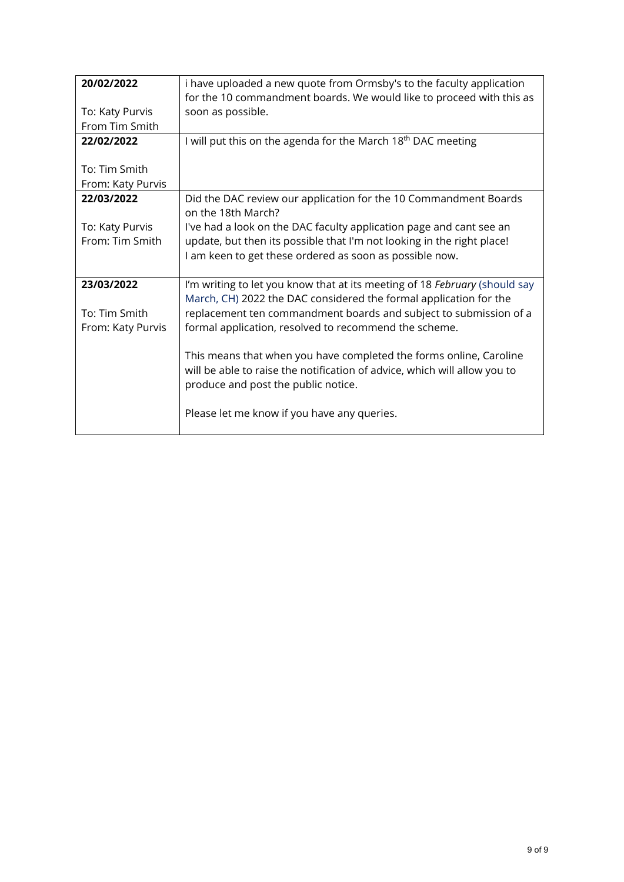| | |
|---|---|
| **20/02/2022**<br><br>To: Katy Purvis<br>From Tim Smith | i have uploaded a new quote from Ormsby's to the faculty application for the 10 commandment boards. We would like to proceed with this as soon as possible. |
| **22/02/2022**<br><br>To: Tim Smith<br>From: Katy Purvis | I will put this on the agenda for the March 18th DAC meeting |
| **22/03/2022**<br><br>To: Katy Purvis<br>From: Tim Smith | Did the DAC review our application for the 10 Commandment Boards on the 18th March?<br>I've had a look on the DAC faculty application page and cant see an update, but then its possible that I'm not looking in the right place!<br>I am keen to get these ordered as soon as possible now. |
| **23/03/2022**<br><br>To: Tim Smith<br>From: Katy Purvis | I'm writing to let you know that at its meeting of 18 *February* (should say March, CH) 2022 the DAC considered the formal application for the replacement ten commandment boards and subject to submission of a formal application, resolved to recommend the scheme.<br><br>This means that when you have completed the forms online, Caroline will be able to raise the notification of advice, which will allow you to produce and post the public notice.<br><br>Please let me know if you have any queries. |